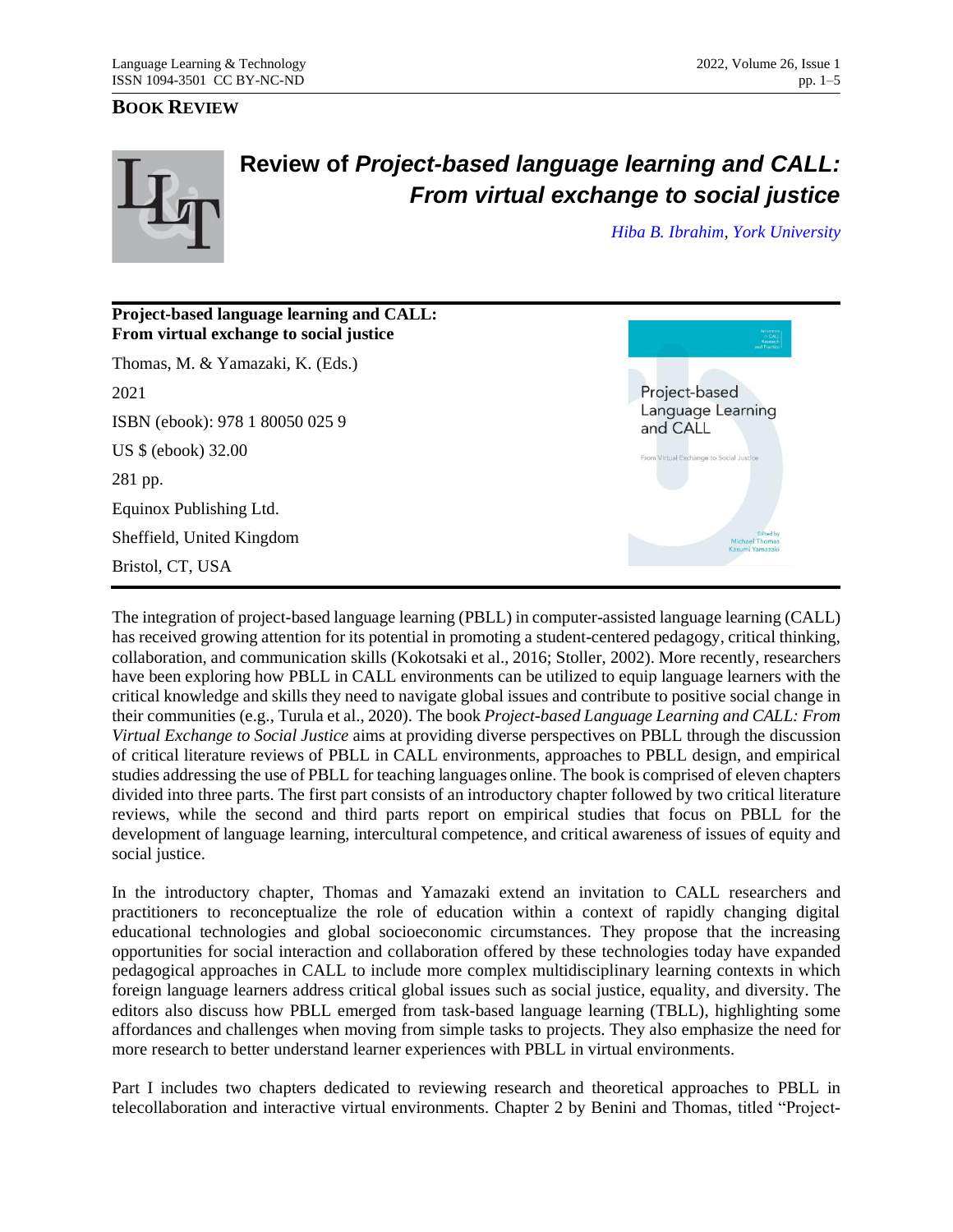**BOOK REVIEW**

# Review of *Project-based language learning and CALL: From virtual exchange to social justice*

*Hiba B. Ibrahim, York University*

**Project-based language learning and CALL: From virtual exchange to social justice**

Thomas, M. & Yamazaki, K. (Eds.)

2021

ISBN (ebook): 978 1 80050 025 9

US $ (ebook) 32.00

281 pp.

Equinox Publishing Ltd.

Sheffield, United Kingdom

Bristol, CT, USA

The integration of project-based language learning (PBLL) in computer-assisted language learning (CALL) has received growing attention for its potential in promoting a student-centered pedagogy, critical thinking, collaboration, and communication skills (Kokotsaki et al., 2016; Stoller, 2002). More recently, researchers have been exploring how PBLL in CALL environments can be utilized to equip language learners with the critical knowledge and skills they need to navigate global issues and contribute to positive social change in their communities (e.g., Turula et al., 2020). The book *Project-based Language Learning and CALL: From Virtual Exchange to Social Justice* aims at providing diverse perspectives on PBLL through the discussion of critical literature reviews of PBLL in CALL environments, approaches to PBLL design, and empirical studies addressing the use of PBLL for teaching languages online. The book is comprised of eleven chapters divided into three parts. The first part consists of an introductory chapter followed by two critical literature reviews, while the second and third parts report on empirical studies that focus on PBLL for the development of language learning, intercultural competence, and critical awareness of issues of equity and social justice.

In the introductory chapter, Thomas and Yamazaki extend an invitation to CALL researchers and practitioners to reconceptualize the role of education within a context of rapidly changing digital educational technologies and global socioeconomic circumstances. They propose that the increasing opportunities for social interaction and collaboration offered by these technologies today have expanded pedagogical approaches in CALL to include more complex multidisciplinary learning contexts in which foreign language learners address critical global issues such as social justice, equality, and diversity. The editors also discuss how PBLL emerged from task-based language learning (TBLL), highlighting some affordances and challenges when moving from simple tasks to projects. They also emphasize the need for more research to better understand learner experiences with PBLL in virtual environments.

Part I includes two chapters dedicated to reviewing research and theoretical approaches to PBLL in telecollaboration and interactive virtual environments. Chapter 2 by Benini and Thomas, titled "Project-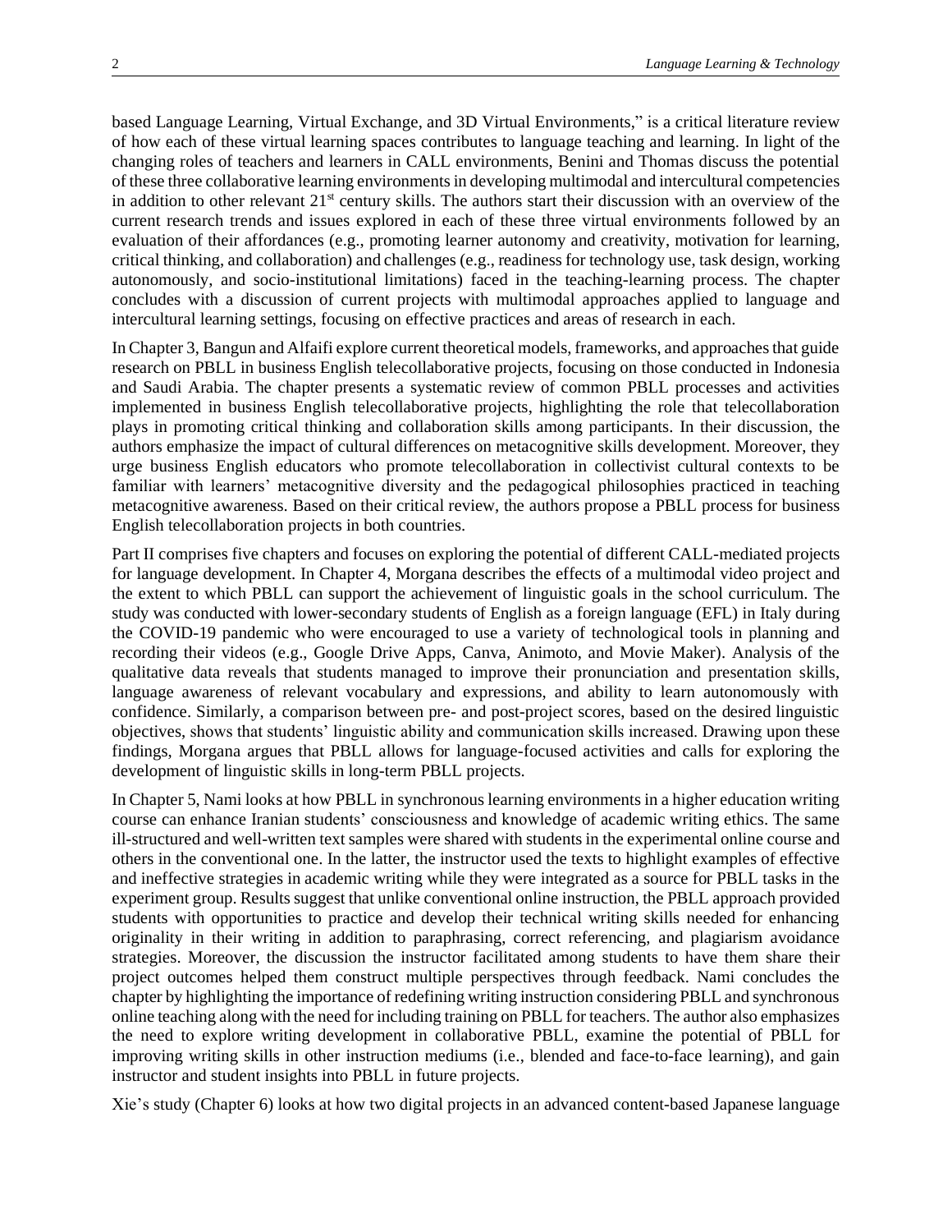based Language Learning, Virtual Exchange, and 3D Virtual Environments," is a critical literature review of how each of these virtual learning spaces contributes to language teaching and learning. In light of the changing roles of teachers and learners in CALL environments, Benini and Thomas discuss the potential of these three collaborative learning environments in developing multimodal and intercultural competencies in addition to other relevant 21st century skills. The authors start their discussion with an overview of the current research trends and issues explored in each of these three virtual environments followed by an evaluation of their affordances (e.g., promoting learner autonomy and creativity, motivation for learning, critical thinking, and collaboration) and challenges (e.g., readiness for technology use, task design, working autonomously, and socio-institutional limitations) faced in the teaching-learning process. The chapter concludes with a discussion of current projects with multimodal approaches applied to language and intercultural learning settings, focusing on effective practices and areas of research in each.

In Chapter 3, Bangun and Alfaifi explore current theoretical models, frameworks, and approaches that guide research on PBLL in business English telecollaborative projects, focusing on those conducted in Indonesia and Saudi Arabia. The chapter presents a systematic review of common PBLL processes and activities implemented in business English telecollaborative projects, highlighting the role that telecollaboration plays in promoting critical thinking and collaboration skills among participants. In their discussion, the authors emphasize the impact of cultural differences on metacognitive skills development. Moreover, they urge business English educators who promote telecollaboration in collectivist cultural contexts to be familiar with learners' metacognitive diversity and the pedagogical philosophies practiced in teaching metacognitive awareness. Based on their critical review, the authors propose a PBLL process for business English telecollaboration projects in both countries.

Part II comprises five chapters and focuses on exploring the potential of different CALL-mediated projects for language development. In Chapter 4, Morgana describes the effects of a multimodal video project and the extent to which PBLL can support the achievement of linguistic goals in the school curriculum. The study was conducted with lower-secondary students of English as a foreign language (EFL) in Italy during the COVID-19 pandemic who were encouraged to use a variety of technological tools in planning and recording their videos (e.g., Google Drive Apps, Canva, Animoto, and Movie Maker). Analysis of the qualitative data reveals that students managed to improve their pronunciation and presentation skills, language awareness of relevant vocabulary and expressions, and ability to learn autonomously with confidence. Similarly, a comparison between pre- and post-project scores, based on the desired linguistic objectives, shows that students' linguistic ability and communication skills increased. Drawing upon these findings, Morgana argues that PBLL allows for language-focused activities and calls for exploring the development of linguistic skills in long-term PBLL projects.

In Chapter 5, Nami looks at how PBLL in synchronous learning environments in a higher education writing course can enhance Iranian students' consciousness and knowledge of academic writing ethics. The same ill-structured and well-written text samples were shared with students in the experimental online course and others in the conventional one. In the latter, the instructor used the texts to highlight examples of effective and ineffective strategies in academic writing while they were integrated as a source for PBLL tasks in the experiment group. Results suggest that unlike conventional online instruction, the PBLL approach provided students with opportunities to practice and develop their technical writing skills needed for enhancing originality in their writing in addition to paraphrasing, correct referencing, and plagiarism avoidance strategies. Moreover, the discussion the instructor facilitated among students to have them share their project outcomes helped them construct multiple perspectives through feedback. Nami concludes the chapter by highlighting the importance of redefining writing instruction considering PBLL and synchronous online teaching along with the need for including training on PBLL for teachers. The author also emphasizes the need to explore writing development in collaborative PBLL, examine the potential of PBLL for improving writing skills in other instruction mediums (i.e., blended and face-to-face learning), and gain instructor and student insights into PBLL in future projects.

Xie's study (Chapter 6) looks at how two digital projects in an advanced content-based Japanese language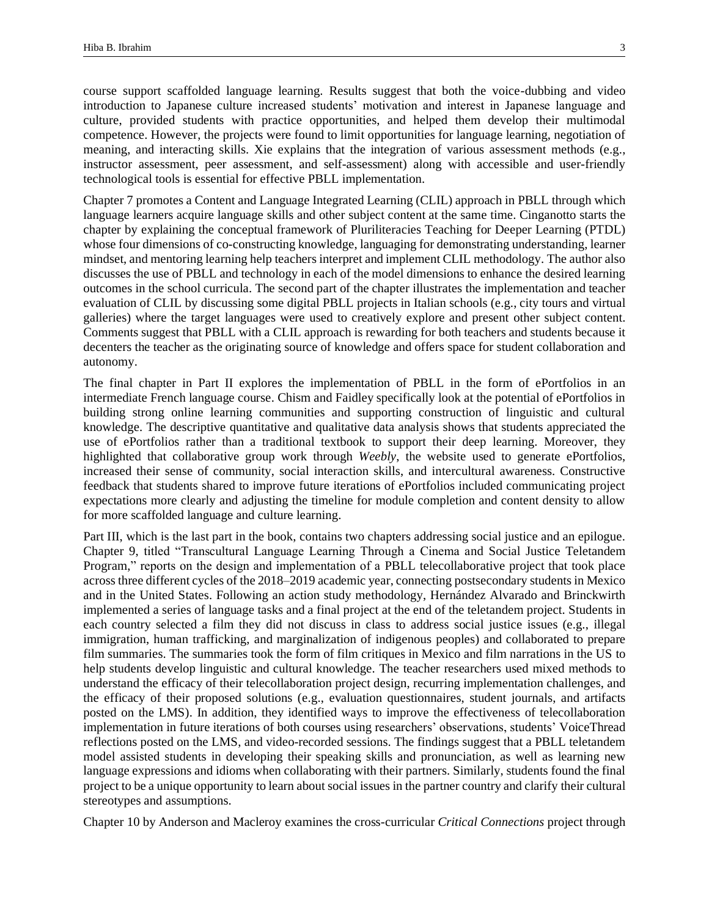course support scaffolded language learning. Results suggest that both the voice-dubbing and video introduction to Japanese culture increased students' motivation and interest in Japanese language and culture, provided students with practice opportunities, and helped them develop their multimodal competence. However, the projects were found to limit opportunities for language learning, negotiation of meaning, and interacting skills. Xie explains that the integration of various assessment methods (e.g., instructor assessment, peer assessment, and self-assessment) along with accessible and user-friendly technological tools is essential for effective PBLL implementation.

Chapter 7 promotes a Content and Language Integrated Learning (CLIL) approach in PBLL through which language learners acquire language skills and other subject content at the same time. Cinganotto starts the chapter by explaining the conceptual framework of Pluriliteracies Teaching for Deeper Learning (PTDL) whose four dimensions of co-constructing knowledge, languaging for demonstrating understanding, learner mindset, and mentoring learning help teachers interpret and implement CLIL methodology. The author also discusses the use of PBLL and technology in each of the model dimensions to enhance the desired learning outcomes in the school curricula. The second part of the chapter illustrates the implementation and teacher evaluation of CLIL by discussing some digital PBLL projects in Italian schools (e.g., city tours and virtual galleries) where the target languages were used to creatively explore and present other subject content. Comments suggest that PBLL with a CLIL approach is rewarding for both teachers and students because it decenters the teacher as the originating source of knowledge and offers space for student collaboration and autonomy.

The final chapter in Part II explores the implementation of PBLL in the form of ePortfolios in an intermediate French language course. Chism and Faidley specifically look at the potential of ePortfolios in building strong online learning communities and supporting construction of linguistic and cultural knowledge. The descriptive quantitative and qualitative data analysis shows that students appreciated the use of ePortfolios rather than a traditional textbook to support their deep learning. Moreover, they highlighted that collaborative group work through *Weebly*, the website used to generate ePortfolios, increased their sense of community, social interaction skills, and intercultural awareness. Constructive feedback that students shared to improve future iterations of ePortfolios included communicating project expectations more clearly and adjusting the timeline for module completion and content density to allow for more scaffolded language and culture learning.

Part III, which is the last part in the book, contains two chapters addressing social justice and an epilogue. Chapter 9, titled "Transcultural Language Learning Through a Cinema and Social Justice Teletandem Program," reports on the design and implementation of a PBLL telecollaborative project that took place across three different cycles of the 2018–2019 academic year, connecting postsecondary students in Mexico and in the United States. Following an action study methodology, Hernández Alvarado and Brinckwirth implemented a series of language tasks and a final project at the end of the teletandem project. Students in each country selected a film they did not discuss in class to address social justice issues (e.g., illegal immigration, human trafficking, and marginalization of indigenous peoples) and collaborated to prepare film summaries. The summaries took the form of film critiques in Mexico and film narrations in the US to help students develop linguistic and cultural knowledge. The teacher researchers used mixed methods to understand the efficacy of their telecollaboration project design, recurring implementation challenges, and the efficacy of their proposed solutions (e.g., evaluation questionnaires, student journals, and artifacts posted on the LMS). In addition, they identified ways to improve the effectiveness of telecollaboration implementation in future iterations of both courses using researchers' observations, students' VoiceThread reflections posted on the LMS, and video-recorded sessions. The findings suggest that a PBLL teletandem model assisted students in developing their speaking skills and pronunciation, as well as learning new language expressions and idioms when collaborating with their partners. Similarly, students found the final project to be a unique opportunity to learn about social issues in the partner country and clarify their cultural stereotypes and assumptions.

Chapter 10 by Anderson and Macleroy examines the cross-curricular *Critical Connections* project through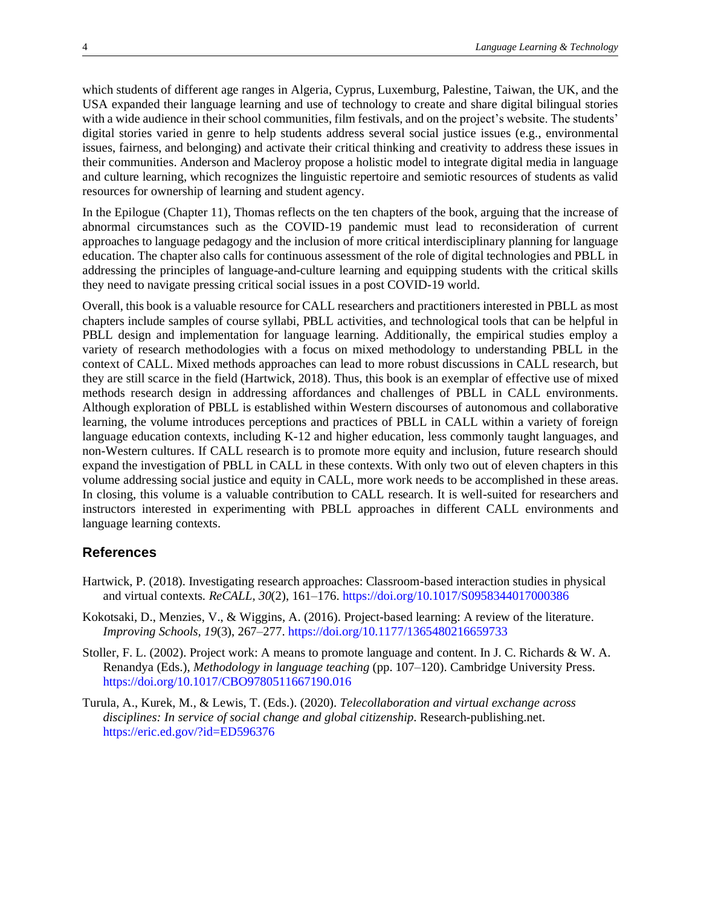which students of different age ranges in Algeria, Cyprus, Luxemburg, Palestine, Taiwan, the UK, and the USA expanded their language learning and use of technology to create and share digital bilingual stories with a wide audience in their school communities, film festivals, and on the project's website. The students' digital stories varied in genre to help students address several social justice issues (e.g., environmental issues, fairness, and belonging) and activate their critical thinking and creativity to address these issues in their communities. Anderson and Macleroy propose a holistic model to integrate digital media in language and culture learning, which recognizes the linguistic repertoire and semiotic resources of students as valid resources for ownership of learning and student agency.

In the Epilogue (Chapter 11), Thomas reflects on the ten chapters of the book, arguing that the increase of abnormal circumstances such as the COVID-19 pandemic must lead to reconsideration of current approaches to language pedagogy and the inclusion of more critical interdisciplinary planning for language education. The chapter also calls for continuous assessment of the role of digital technologies and PBLL in addressing the principles of language-and-culture learning and equipping students with the critical skills they need to navigate pressing critical social issues in a post COVID-19 world.

Overall, this book is a valuable resource for CALL researchers and practitioners interested in PBLL as most chapters include samples of course syllabi, PBLL activities, and technological tools that can be helpful in PBLL design and implementation for language learning. Additionally, the empirical studies employ a variety of research methodologies with a focus on mixed methodology to understanding PBLL in the context of CALL. Mixed methods approaches can lead to more robust discussions in CALL research, but they are still scarce in the field (Hartwick, 2018). Thus, this book is an exemplar of effective use of mixed methods research design in addressing affordances and challenges of PBLL in CALL environments. Although exploration of PBLL is established within Western discourses of autonomous and collaborative learning, the volume introduces perceptions and practices of PBLL in CALL within a variety of foreign language education contexts, including K-12 and higher education, less commonly taught languages, and non-Western cultures. If CALL research is to promote more equity and inclusion, future research should expand the investigation of PBLL in CALL in these contexts. With only two out of eleven chapters in this volume addressing social justice and equity in CALL, more work needs to be accomplished in these areas. In closing, this volume is a valuable contribution to CALL research. It is well-suited for researchers and instructors interested in experimenting with PBLL approaches in different CALL environments and language learning contexts.

## References

Hartwick, P. (2018). Investigating research approaches: Classroom-based interaction studies in physical and virtual contexts. *ReCALL, 30*(2), 161–176. https://doi.org/10.1017/S0958344017000386

Kokotsaki, D., Menzies, V., & Wiggins, A. (2016). Project-based learning: A review of the literature. *Improving Schools, 19*(3), 267–277. https://doi.org/10.1177/1365480216659733

Stoller, F. L. (2002). Project work: A means to promote language and content. In J. C. Richards & W. A. Renandya (Eds.), *Methodology in language teaching* (pp. 107–120). Cambridge University Press. https://doi.org/10.1017/CBO9780511667190.016

Turula, A., Kurek, M., & Lewis, T. (Eds.). (2020). *Telecollaboration and virtual exchange across disciplines: In service of social change and global citizenship*. Research-publishing.net. https://eric.ed.gov/?id=ED596376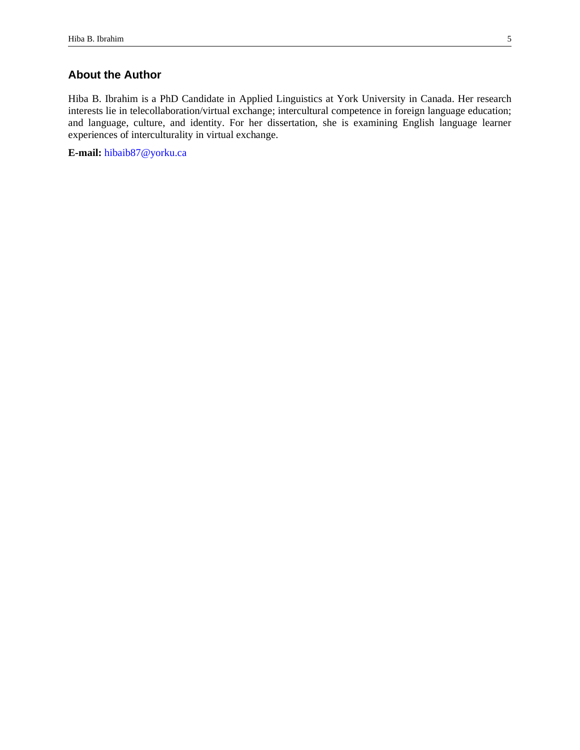## About the Author

Hiba B. Ibrahim is a PhD Candidate in Applied Linguistics at York University in Canada. Her research interests lie in telecollaboration/virtual exchange; intercultural competence in foreign language education; and language, culture, and identity. For her dissertation, she is examining English language learner experiences of interculturality in virtual exchange.

**E-mail:** hibaib87@yorku.ca